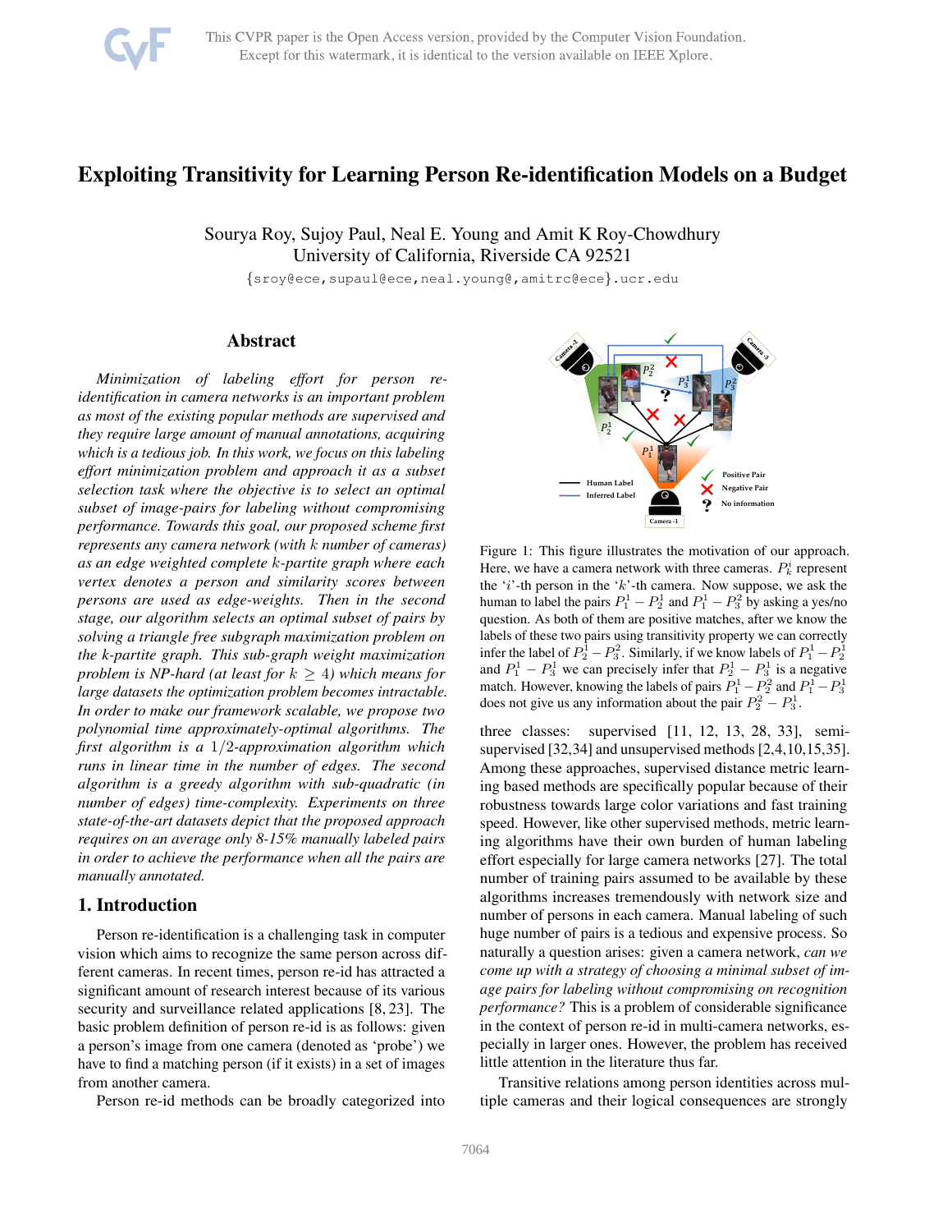# Exploiting Transitivity for Learning Person Re-identification Models on a Budget

Sourya Roy, Sujoy Paul, Neal E. Young and Amit K Roy-Chowdhury
University of California, Riverside CA 92521
{sroy@ece,supaul@ece,neal.young@,amitrc@ece}.ucr.edu

## Abstract

*Minimization of labeling effort for person re-identification in camera networks is an important problem as most of the existing popular methods are supervised and they require large amount of manual annotations, acquiring which is a tedious job. In this work, we focus on this labeling effort minimization problem and approach it as a subset selection task where the objective is to select an optimal subset of image-pairs for labeling without compromising performance. Towards this goal, our proposed scheme first represents any camera network (with $k$ number of cameras) as an edge weighted complete $k$-partite graph where each vertex denotes a person and similarity scores between persons are used as edge-weights. Then in the second stage, our algorithm selects an optimal subset of pairs by solving a triangle free subgraph maximization problem on the k-partite graph. This sub-graph weight maximization problem is NP-hard (at least for $k \geq 4$) which means for large datasets the optimization problem becomes intractable. In order to make our framework scalable, we propose two polynomial time approximately-optimal algorithms. The first algorithm is a $1/2$-approximation algorithm which runs in linear time in the number of edges. The second algorithm is a greedy algorithm with sub-quadratic (in number of edges) time-complexity. Experiments on three state-of-the-art datasets depict that the proposed approach requires on an average only 8-15% manually labeled pairs in order to achieve the performance when all the pairs are manually annotated.*

## 1. Introduction

Person re-identification is a challenging task in computer vision which aims to recognize the same person across different cameras. In recent times, person re-id has attracted a significant amount of research interest because of its various security and surveillance related applications [8, 23]. The basic problem definition of person re-id is as follows: given a person's image from one camera (denoted as 'probe') we have to find a matching person (if it exists) in a set of images from another camera.

Person re-id methods can be broadly categorized into three classes: supervised [11, 12, 13, 28, 33], semi-supervised [32,34] and unsupervised methods [2,4,10,15,35]. Among these approaches, supervised distance metric learning based methods are specifically popular because of their robustness towards large color variations and fast training speed. However, like other supervised methods, metric learning algorithms have their own burden of human labeling effort especially for large camera networks [27]. The total number of training pairs assumed to be available by these algorithms increases tremendously with network size and number of persons in each camera. Manual labeling of such huge number of pairs is a tedious and expensive process. So naturally a question arises: given a camera network, *can we come up with a strategy of choosing a minimal subset of image pairs for labeling without compromising on recognition performance?* This is a problem of considerable significance in the context of person re-id in multi-camera networks, especially in larger ones. However, the problem has received little attention in the literature thus far.

Figure 1: This figure illustrates the motivation of our approach. Here, we have a camera network with three cameras. $P_k^i$ represent the '$i$'-th person in the '$k$'-th camera. Now suppose, we ask the human to label the pairs $P_1^1 - P_2^1$ and $P_1^1 - P_3^2$ by asking a yes/no question. As both of them are positive matches, after we know the labels of these two pairs using transitivity property we can correctly infer the label of $P_2^1 - P_3^2$. Similarly, if we know labels of $P_1^1 - P_2^1$ and $P_1^1 - P_3^1$ we can precisely infer that $P_2^1 - P_3^1$ is a negative match. However, knowing the labels of pairs $P_1^1 - P_2^2$ and $P_1^1 - P_3^1$ does not give us any information about the pair $P_2^2 - P_3^1$.

Transitive relations among person identities across multiple cameras and their logical consequences are strongly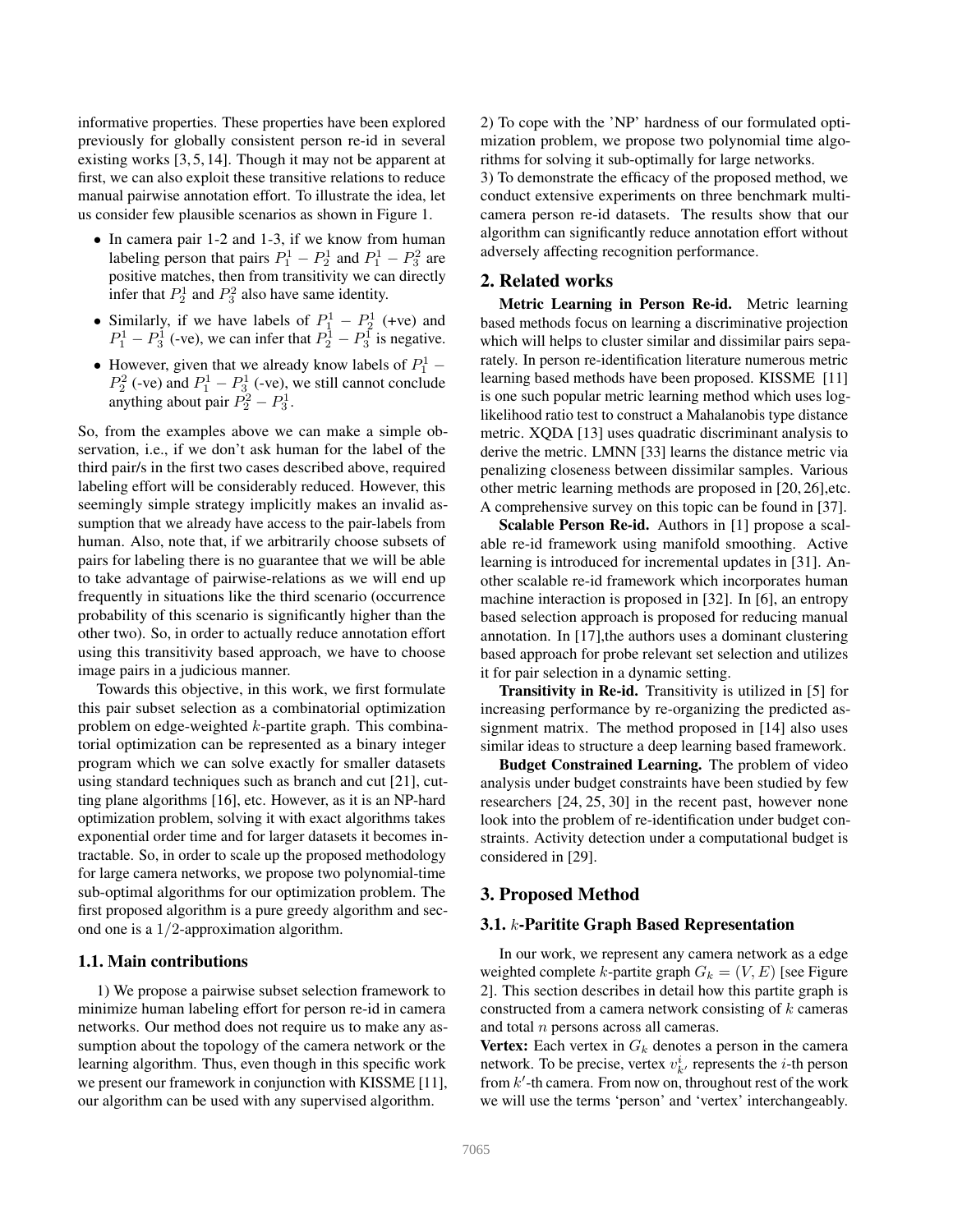informative properties. These properties have been explored previously for globally consistent person re-id in several existing works [3, 5, 14]. Though it may not be apparent at first, we can also exploit these transitive relations to reduce manual pairwise annotation effort. To illustrate the idea, let us consider few plausible scenarios as shown in Figure 1.

- In camera pair 1-2 and 1-3, if we know from human labeling person that pairs $P_1^1 - P_2^1$ and $P_1^1 - P_3^2$ are positive matches, then from transitivity we can directly infer that $P_2^1$ and $P_3^2$ also have same identity.
- Similarly, if we have labels of $P_1^1 - P_2^1$ (+ve) and $P_1^1 - P_3^1$ (-ve), we can infer that $P_2^1 - P_3^1$ is negative.
- However, given that we already know labels of $P_1^1 - P_2^2$ (-ve) and $P_1^1 - P_3^1$ (-ve), we still cannot conclude anything about pair $P_2^2 - P_3^1$.

So, from the examples above we can make a simple observation, i.e., if we don't ask human for the label of the third pair/s in the first two cases described above, required labeling effort will be considerably reduced. However, this seemingly simple strategy implicitly makes an invalid assumption that we already have access to the pair-labels from human. Also, note that, if we arbitrarily choose subsets of pairs for labeling there is no guarantee that we will be able to take advantage of pairwise-relations as we will end up frequently in situations like the third scenario (occurrence probability of this scenario is significantly higher than the other two). So, in order to actually reduce annotation effort using this transitivity based approach, we have to choose image pairs in a judicious manner.

Towards this objective, in this work, we first formulate this pair subset selection as a combinatorial optimization problem on edge-weighted $k$-partite graph. This combinatorial optimization can be represented as a binary integer program which we can solve exactly for smaller datasets using standard techniques such as branch and cut [21], cutting plane algorithms [16], etc. However, as it is an NP-hard optimization problem, solving it with exact algorithms takes exponential order time and for larger datasets it becomes intractable. So, in order to scale up the proposed methodology for large camera networks, we propose two polynomial-time sub-optimal algorithms for our optimization problem. The first proposed algorithm is a pure greedy algorithm and second one is a $1/2$-approximation algorithm.

### 1.1. Main contributions

1) We propose a pairwise subset selection framework to minimize human labeling effort for person re-id in camera networks. Our method does not require us to make any assumption about the topology of the camera network or the learning algorithm. Thus, even though in this specific work we present our framework in conjunction with KISSME [11], our algorithm can be used with any supervised algorithm.

2) To cope with the 'NP' hardness of our formulated optimization problem, we propose two polynomial time algorithms for solving it sub-optimally for large networks.
3) To demonstrate the efficacy of the proposed method, we conduct extensive experiments on three benchmark multi-camera person re-id datasets. The results show that our algorithm can significantly reduce annotation effort without adversely affecting recognition performance.

## 2. Related works

**Metric Learning in Person Re-id.** Metric learning based methods focus on learning a discriminative projection which will helps to cluster similar and dissimilar pairs separately. In person re-identification literature numerous metric learning based methods have been proposed. KISSME [11] is one such popular metric learning method which uses log-likelihood ratio test to construct a Mahalanobis type distance metric. XQDA [13] uses quadratic discriminant analysis to derive the metric. LMNN [33] learns the distance metric via penalizing closeness between dissimilar samples. Various other metric learning methods are proposed in [20, 26],etc. A comprehensive survey on this topic can be found in [37].

**Scalable Person Re-id.** Authors in [1] propose a scalable re-id framework using manifold smoothing. Active learning is introduced for incremental updates in [31]. Another scalable re-id framework which incorporates human machine interaction is proposed in [32]. In [6], an entropy based selection approach is proposed for reducing manual annotation. In [17],the authors uses a dominant clustering based approach for probe relevant set selection and utilizes it for pair selection in a dynamic setting.

**Transitivity in Re-id.** Transitivity is utilized in [5] for increasing performance by re-organizing the predicted assignment matrix. The method proposed in [14] also uses similar ideas to structure a deep learning based framework.

**Budget Constrained Learning.** The problem of video analysis under budget constraints have been studied by few researchers [24, 25, 30] in the recent past, however none look into the problem of re-identification under budget constraints. Activity detection under a computational budget is considered in [29].

## 3. Proposed Method

### 3.1. $k$-Paritite Graph Based Representation

In our work, we represent any camera network as a edge weighted complete $k$-partite graph $G_k = (V, E)$ [see Figure 2]. This section describes in detail how this partite graph is constructed from a camera network consisting of $k$ cameras and total $n$ persons across all cameras.

**Vertex:** Each vertex in $G_k$ denotes a person in the camera network. To be precise, vertex $v_{k'}^i$ represents the $i$-th person from $k'$-th camera. From now on, throughout rest of the work we will use the terms 'person' and 'vertex' interchangeably.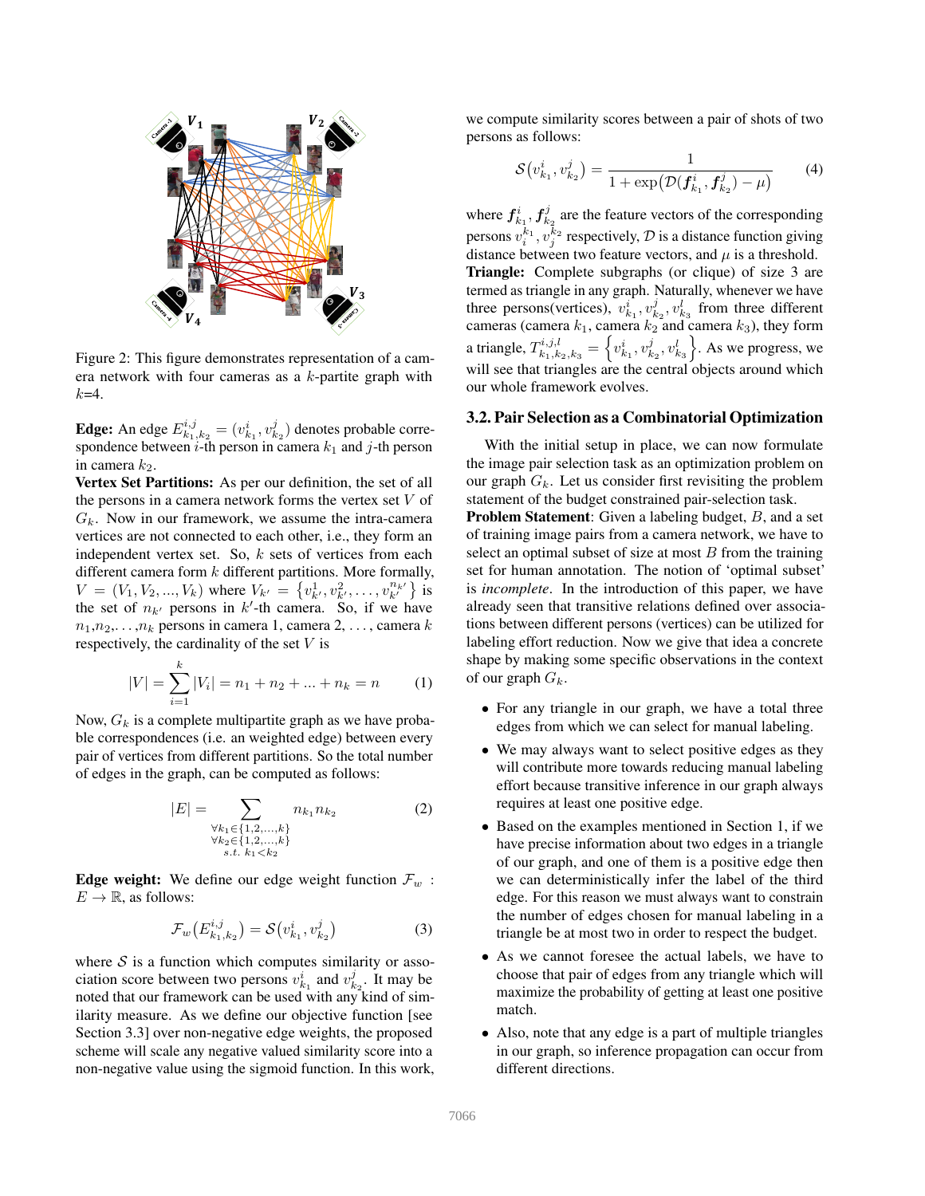Figure 2: This figure demonstrates representation of a camera network with four cameras as a $k$-partite graph with $k$=4.

**Edge:** An edge $E^{i,j}_{k_1,k_2} = (v^i_{k_1}, v^j_{k_2})$ denotes probable correspondence between $i$-th person in camera $k_1$ and $j$-th person in camera $k_2$.

**Vertex Set Partitions:** As per our definition, the set of all the persons in a camera network forms the vertex set $V$ of $G_k$. Now in our framework, we assume the intra-camera vertices are not connected to each other, i.e., they form an independent vertex set. So, $k$ sets of vertices from each different camera form $k$ different partitions. More formally, $V = (V_1, V_2, ..., V_k)$ where $V_{k'} = \left\{v^1_{k'}, v^2_{k'}, \ldots, v^{n_{k'}}_{k'}\right\}$ is the set of $n_{k'}$ persons in $k'$-th camera. So, if we have $n_1$,$n_2$,...,$n_k$ persons in camera 1, camera 2, ..., camera $k$ respectively, the cardinality of the set $V$ is

$$|V| = \sum_{i=1}^{k} |V_i| = n_1 + n_2 + ... + n_k = n \qquad (1)$$

Now, $G_k$ is a complete multipartite graph as we have probable correspondences (i.e. an weighted edge) between every pair of vertices from different partitions. So the total number of edges in the graph, can be computed as follows:

$$|E| = \sum_{\substack{\forall k_1 \in \{1,2,\ldots,k\} \\ \forall k_2 \in \{1,2,\ldots,k\} \\ s.t.\ k_1 < k_2}} n_{k_1} n_{k_2} \qquad (2)$$

**Edge weight:** We define our edge weight function $\mathcal{F}_w : E \rightarrow \mathbb{R}$, as follows:

$$\mathcal{F}_w\big(E^{i,j}_{k_1,k_2}\big) = \mathcal{S}\big(v^i_{k_1}, v^j_{k_2}\big) \qquad (3)$$

where $\mathcal{S}$ is a function which computes similarity or association score between two persons $v^i_{k_1}$ and $v^j_{k_2}$. It may be noted that our framework can be used with any kind of similarity measure. As we define our objective function [see Section 3.3] over non-negative edge weights, the proposed scheme will scale any negative valued similarity score into a non-negative value using the sigmoid function. In this work, we compute similarity scores between a pair of shots of two persons as follows:

$$\mathcal{S}\big(v^i_{k_1}, v^j_{k_2}\big) = \frac{1}{1 + \exp\big(\mathcal{D}(\boldsymbol{f}^i_{k_1}, \boldsymbol{f}^j_{k_2}) - \mu\big)} \qquad (4)$$

where $\boldsymbol{f}^i_{k_1}, \boldsymbol{f}^j_{k_2}$ are the feature vectors of the corresponding persons $v^{k_1}_i, v^{k_2}_j$ respectively, $\mathcal{D}$ is a distance function giving distance between two feature vectors, and $\mu$ is a threshold.

**Triangle:** Complete subgraphs (or clique) of size 3 are termed as triangle in any graph. Naturally, whenever we have three persons(vertices), $v^i_{k_1}, v^j_{k_2}, v^l_{k_3}$ from three different cameras (camera $k_1$, camera $k_2$ and camera $k_3$), they form a triangle, $T^{i,j,l}_{k_1,k_2,k_3} = \left\{v^i_{k_1}, v^j_{k_2}, v^l_{k_3}\right\}$. As we progress, we will see that triangles are the central objects around which our whole framework evolves.

## 3.2. Pair Selection as a Combinatorial Optimization

With the initial setup in place, we can now formulate the image pair selection task as an optimization problem on our graph $G_k$. Let us consider first revisiting the problem statement of the budget constrained pair-selection task.

**Problem Statement**: Given a labeling budget, $B$, and a set of training image pairs from a camera network, we have to select an optimal subset of size at most $B$ from the training set for human annotation. The notion of 'optimal subset' is *incomplete*. In the introduction of this paper, we have already seen that transitive relations defined over associations between different persons (vertices) can be utilized for labeling effort reduction. Now we give that idea a concrete shape by making some specific observations in the context of our graph $G_k$.

- For any triangle in our graph, we have a total three edges from which we can select for manual labeling.
- We may always want to select positive edges as they will contribute more towards reducing manual labeling effort because transitive inference in our graph always requires at least one positive edge.
- Based on the examples mentioned in Section 1, if we have precise information about two edges in a triangle of our graph, and one of them is a positive edge then we can deterministically infer the label of the third edge. For this reason we must always want to constrain the number of edges chosen for manual labeling in a triangle be at most two in order to respect the budget.
- As we cannot foresee the actual labels, we have to choose that pair of edges from any triangle which will maximize the probability of getting at least one positive match.
- Also, note that any edge is a part of multiple triangles in our graph, so inference propagation can occur from different directions.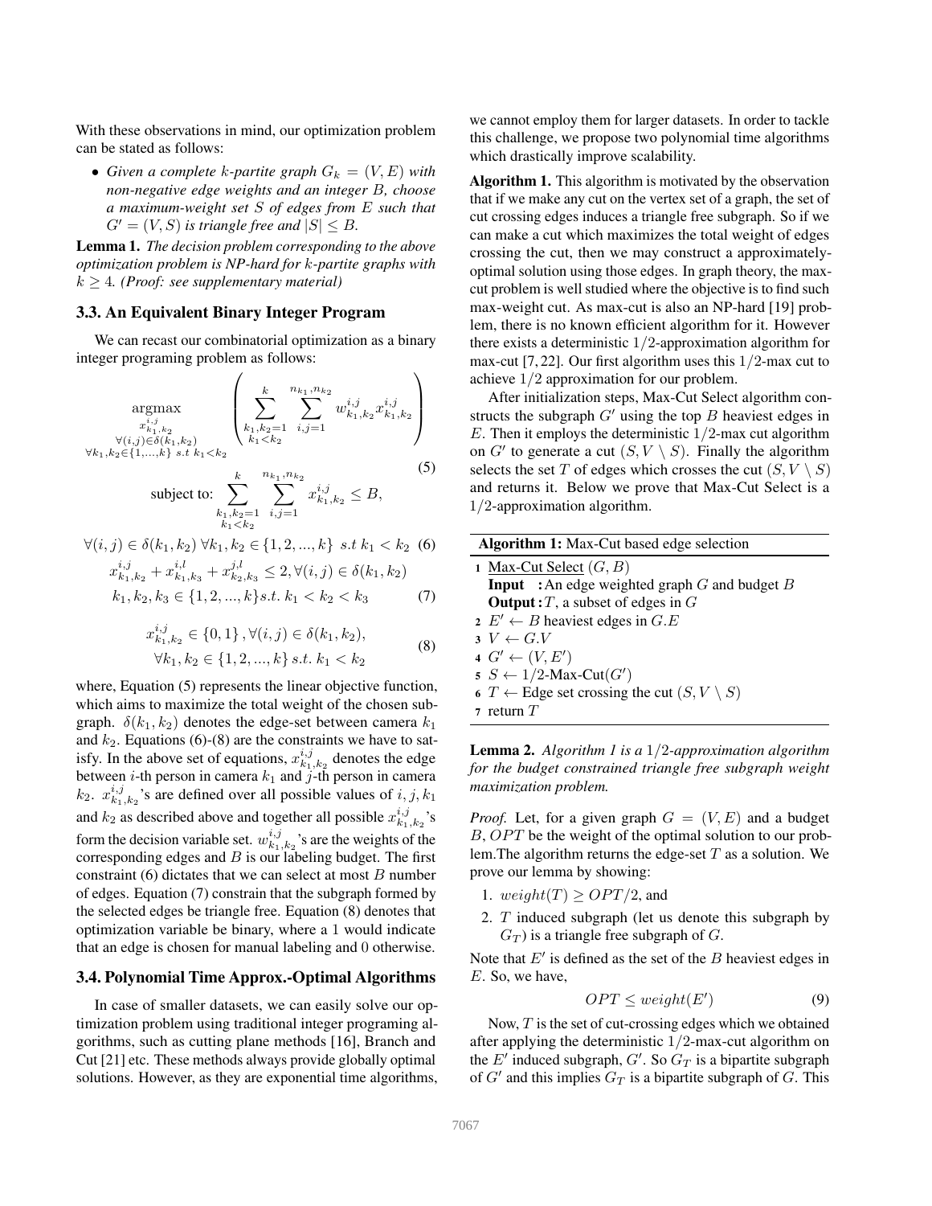With these observations in mind, our optimization problem can be stated as follows:

- *Given a complete $k$-partite graph $G_k = (V, E)$ with non-negative edge weights and an integer $B$, choose a maximum-weight set $S$ of edges from $E$ such that $G' = (V, S)$ is triangle free and $|S| \leq B$.*

**Lemma 1.** *The decision problem corresponding to the above optimization problem is NP-hard for $k$-partite graphs with $k \geq 4$. (Proof: see supplementary material)*

### 3.3. An Equivalent Binary Integer Program

We can recast our combinatorial optimization as a binary integer programing problem as follows:

$$\underset{\substack{x^{i,j}_{k_1,k_2} \\ \forall (i,j) \in \delta(k_1,k_2) \\ \forall k_1,k_2 \in \{1,...,k\} \ s.t \ k_1<k_2}}{\operatorname{argmax}} \left( \sum_{\substack{k_1,k_2=1 \\ k_1<k_2}}^{k} \sum_{i,j=1}^{n_{k_1},n_{k_2}} w^{i,j}_{k_1,k_2} x^{i,j}_{k_1,k_2} \right) \tag{5}$$

$$\text{subject to: } \sum_{\substack{k_1,k_2=1 \\ k_1<k_2}}^{k} \sum_{i,j=1}^{n_{k_1},n_{k_2}} x^{i,j}_{k_1,k_2} \leq B,$$

$$\forall (i,j) \in \delta(k_1,k_2) \ \forall k_1,k_2 \in \{1,2,...,k\} \ s.t \ k_1 < k_2 \tag{6}$$

$$x^{i,j}_{k_1,k_2} + x^{i,l}_{k_1,k_3} + x^{j,l}_{k_2,k_3} \leq 2, \forall (i,j) \in \delta(k_1,k_2)$$
$$k_1,k_2,k_3 \in \{1,2,...,k\} s.t. \ k_1 < k_2 < k_3 \tag{7}$$

$$x^{i,j}_{k_1,k_2} \in \{0,1\}, \forall (i,j) \in \delta(k_1,k_2),$$
$$\forall k_1,k_2 \in \{1,2,...,k\} \ s.t. \ k_1 < k_2 \tag{8}$$

where, Equation (5) represents the linear objective function, which aims to maximize the total weight of the chosen subgraph. $\delta(k_1,k_2)$ denotes the edge-set between camera $k_1$ and $k_2$. Equations (6)-(8) are the constraints we have to satisfy. In the above set of equations, $x^{i,j}_{k_1,k_2}$ denotes the edge between $i$-th person in camera $k_1$ and $j$-th person in camera $k_2$. $x^{i,j}_{k_1,k_2}$'s are defined over all possible values of $i, j, k_1$ and $k_2$ as described above and together all possible $x^{i,j}_{k_1,k_2}$'s form the decision variable set. $w^{i,j}_{k_1,k_2}$'s are the weights of the corresponding edges and $B$ is our labeling budget. The first constraint (6) dictates that we can select at most $B$ number of edges. Equation (7) constrain that the subgraph formed by the selected edges be triangle free. Equation (8) denotes that optimization variable be binary, where a 1 would indicate that an edge is chosen for manual labeling and 0 otherwise.

### 3.4. Polynomial Time Approx.-Optimal Algorithms

In case of smaller datasets, we can easily solve our optimization problem using traditional integer programing algorithms, such as cutting plane methods [16], Branch and Cut [21] etc. These methods always provide globally optimal solutions. However, as they are exponential time algorithms, we cannot employ them for larger datasets. In order to tackle this challenge, we propose two polynomial time algorithms which drastically improve scalability.

**Algorithm 1.** This algorithm is motivated by the observation that if we make any cut on the vertex set of a graph, the set of cut crossing edges induces a triangle free subgraph. So if we can make a cut which maximizes the total weight of edges crossing the cut, then we may construct a approximately-optimal solution using those edges. In graph theory, the max-cut problem is well studied where the objective is to find such max-weight cut. As max-cut is also an NP-hard [19] problem, there is no known efficient algorithm for it. However there exists a deterministic $1/2$-approximation algorithm for max-cut [7, 22]. Our first algorithm uses this $1/2$-max cut to achieve $1/2$ approximation for our problem.

After initialization steps, Max-Cut Select algorithm constructs the subgraph $G'$ using the top $B$ heaviest edges in $E$. Then it employs the deterministic $1/2$-max cut algorithm on $G'$ to generate a cut $(S, V \setminus S)$. Finally the algorithm selects the set $T$ of edges which crosses the cut $(S, V \setminus S)$ and returns it. Below we prove that Max-Cut Select is a $1/2$-approximation algorithm.

**Algorithm 1:** Max-Cut based edge selection

```
1 Max-Cut Select (G, B)
  Input  : An edge weighted graph G and budget B
  Output : T, a subset of edges in G
2 E' ← B heaviest edges in G.E
3 V ← G.V
4 G' ← (V, E')
5 S ← 1/2-Max-Cut(G')
6 T ← Edge set crossing the cut (S, V \ S)
7 return T
```

**Lemma 2.** *Algorithm 1 is a $1/2$-approximation algorithm for the budget constrained triangle free subgraph weight maximization problem.*

*Proof.* Let, for a given graph $G = (V, E)$ and a budget $B$, $OPT$ be the weight of the optimal solution to our problem.The algorithm returns the edge-set $T$ as a solution. We prove our lemma by showing:

1. $weight(T) \geq OPT/2$, and
2. $T$ induced subgraph (let us denote this subgraph by $G_T$) is a triangle free subgraph of $G$.

Note that $E'$ is defined as the set of the $B$ heaviest edges in $E$. So, we have,

$$OPT \leq weight(E') \tag{9}$$

Now, $T$ is the set of cut-crossing edges which we obtained after applying the deterministic $1/2$-max-cut algorithm on the $E'$ induced subgraph, $G'$. So $G_T$ is a bipartite subgraph of $G'$ and this implies $G_T$ is a bipartite subgraph of $G$. This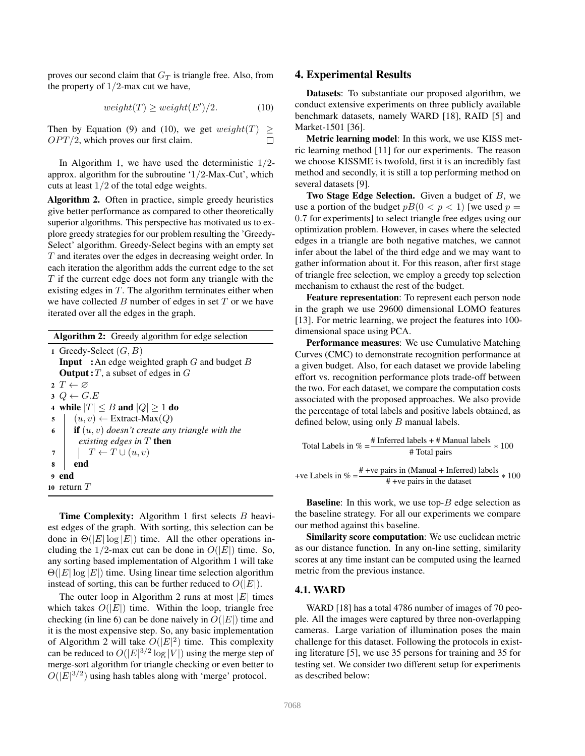proves our second claim that $G_T$ is triangle free. Also, from the property of $1/2$-max cut we have,

$$weight(T) \geq weight(E')/2. \tag{10}$$

Then by Equation (9) and (10), we get $weight(T) \geq OPT/2$, which proves our first claim. □

In Algorithm 1, we have used the deterministic $1/2$-approx. algorithm for the subroutine '$1/2$-Max-Cut', which cuts at least $1/2$ of the total edge weights.

**Algorithm 2.** Often in practice, simple greedy heuristics give better performance as compared to other theoretically superior algorithms. This perspective has motivated us to explore greedy strategies for our problem resulting the 'Greedy-Select' algorithm. Greedy-Select begins with an empty set $T$ and iterates over the edges in decreasing weight order. In each iteration the algorithm adds the current edge to the set $T$ if the current edge does not form any triangle with the existing edges in $T$. The algorithm terminates either when we have collected $B$ number of edges in set $T$ or we have iterated over all the edges in the graph.

**Algorithm 2:** Greedy algorithm for edge selection

```
1  Greedy-Select (G, B)
   Input  : An edge weighted graph G and budget B
   Output : T, a subset of edges in G
2  T ← ∅
3  Q ← G.E
4  while |T| ≤ B and |Q| ≥ 1 do
5      (u, v) ← Extract-Max(Q)
6      if (u, v) doesn't create any triangle with the
        existing edges in T then
7          T ← T ∪ (u, v)
8      end
9  end
10 return T
```

**Time Complexity:** Algorithm 1 first selects $B$ heaviest edges of the graph. With sorting, this selection can be done in $\Theta(|E| \log |E|)$ time. All the other operations including the $1/2$-max cut can be done in $O(|E|)$ time. So, any sorting based implementation of Algorithm 1 will take $\Theta(|E| \log |E|)$ time. Using linear time selection algorithm instead of sorting, this can be further reduced to $O(|E|)$.

The outer loop in Algorithm 2 runs at most $|E|$ times which takes $O(|E|)$ time. Within the loop, triangle free checking (in line 6) can be done naively in $O(|E|)$ time and it is the most expensive step. So, any basic implementation of Algorithm 2 will take $O(|E|^2)$ time. This complexity can be reduced to $O(|E|^{3/2} \log |V|)$ using the merge step of merge-sort algorithm for triangle checking or even better to $O(|E|^{3/2})$ using hash tables along with 'merge' protocol.

## 4. Experimental Results

**Datasets**: To substantiate our proposed algorithm, we conduct extensive experiments on three publicly available benchmark datasets, namely WARD [18], RAID [5] and Market-1501 [36].

**Metric learning model**: In this work, we use KISS metric learning method [11] for our experiments. The reason we choose KISSME is twofold, first it is an incredibly fast method and secondly, it is still a top performing method on several datasets [9].

**Two Stage Edge Selection.** Given a budget of $B$, we use a portion of the budget $pB (0 < p < 1)$ [we used $p = 0.7$ for experiments] to select triangle free edges using our optimization problem. However, in cases where the selected edges in a triangle are both negative matches, we cannot infer about the label of the third edge and we may want to gather information about it. For this reason, after first stage of triangle free selection, we employ a greedy top selection mechanism to exhaust the rest of the budget.

**Feature representation**: To represent each person node in the graph we use 29600 dimensional LOMO features [13]. For metric learning, we project the features into 100-dimensional space using PCA.

**Performance measures**: We use Cumulative Matching Curves (CMC) to demonstrate recognition performance at a given budget. Also, for each dataset we provide labeling effort vs. recognition performance plots trade-off between the two. For each dataset, we compare the computation costs associated with the proposed approaches. We also provide the percentage of total labels and positive labels obtained, as defined below, using only $B$ manual labels.

$$\text{Total Labels in \%} = \frac{\text{\# Inferred labels + \# Manual labels}}{\text{\# Total pairs}} * 100$$

$$\text{+ve Labels in \%} = \frac{\text{\# +ve pairs in (Manual + Inferred) labels}}{\text{\# +ve pairs in the dataset}} * 100$$

**Baseline**: In this work, we use top-$B$ edge selection as the baseline strategy. For all our experiments we compare our method against this baseline.

**Similarity score computation**: We use euclidean metric as our distance function. In any on-line setting, similarity scores at any time instant can be computed using the learned metric from the previous instance.

### 4.1. WARD

WARD [18] has a total 4786 number of images of 70 people. All the images were captured by three non-overlapping cameras. Large variation of illumination poses the main challenge for this dataset. Following the protocols in existing literature [5], we use 35 persons for training and 35 for testing set. We consider two different setup for experiments as described below: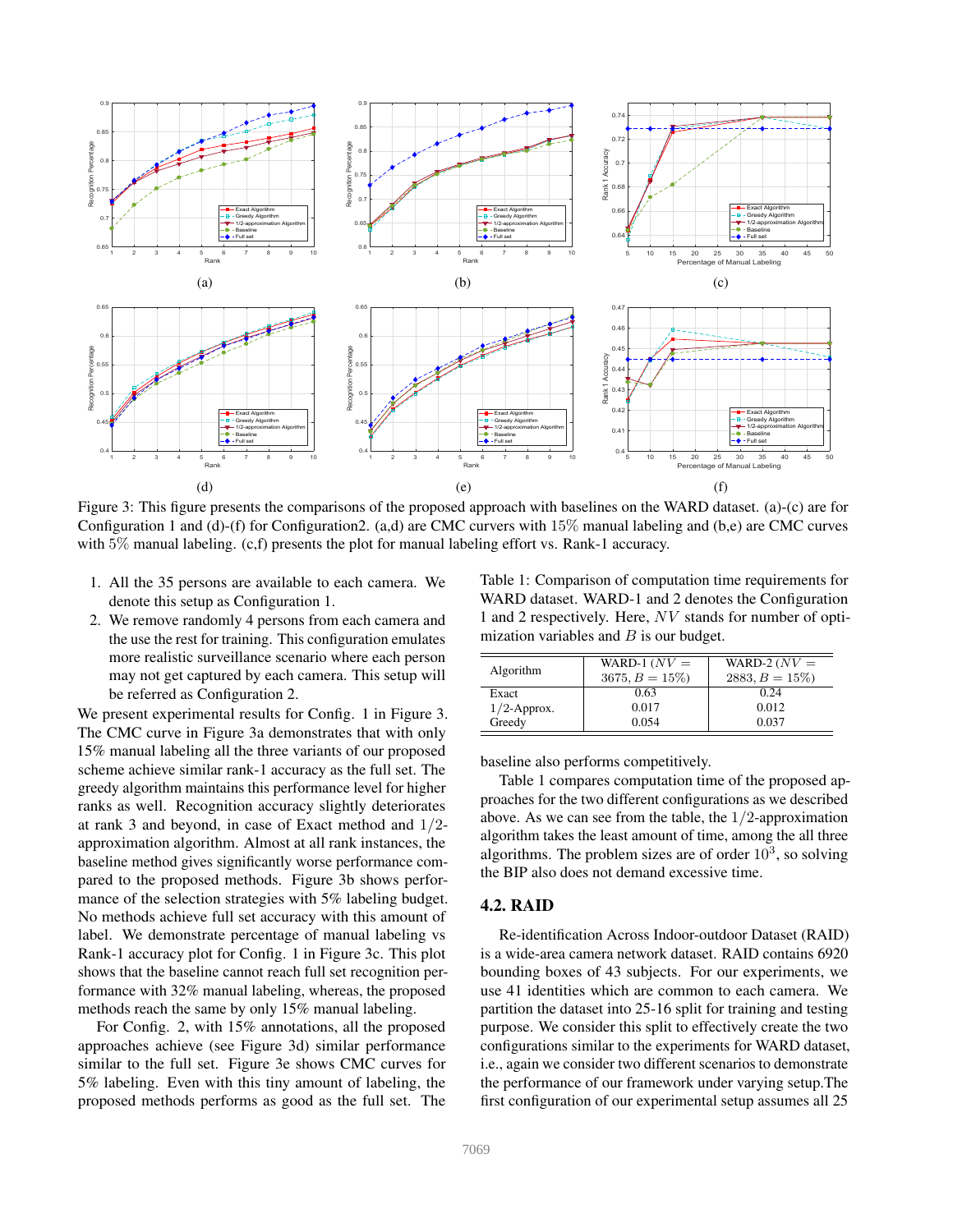Figure 3: This figure presents the comparisons of the proposed approach with baselines on the WARD dataset. (a)-(c) are for Configuration 1 and (d)-(f) for Configuration2. (a,d) are CMC curvers with 15% manual labeling and (b,e) are CMC curves with 5% manual labeling. (c,f) presents the plot for manual labeling effort vs. Rank-1 accuracy.

1. All the 35 persons are available to each camera. We denote this setup as Configuration 1.
2. We remove randomly 4 persons from each camera and the use the rest for training. This configuration emulates more realistic surveillance scenario where each person may not get captured by each camera. This setup will be referred as Configuration 2.

We present experimental results for Config. 1 in Figure 3. The CMC curve in Figure 3a demonstrates that with only 15% manual labeling all the three variants of our proposed scheme achieve similar rank-1 accuracy as the full set. The greedy algorithm maintains this performance level for higher ranks as well. Recognition accuracy slightly deteriorates at rank 3 and beyond, in case of Exact method and $1/2$-approximation algorithm. Almost at all rank instances, the baseline method gives significantly worse performance compared to the proposed methods. Figure 3b shows performance of the selection strategies with 5% labeling budget. No methods achieve full set accuracy with this amount of label. We demonstrate percentage of manual labeling vs Rank-1 accuracy plot for Config. 1 in Figure 3c. This plot shows that the baseline cannot reach full set recognition performance with 32% manual labeling, whereas, the proposed methods reach the same by only 15% manual labeling.

For Config. 2, with 15% annotations, all the proposed approaches achieve (see Figure 3d) similar performance similar to the full set. Figure 3e shows CMC curves for 5% labeling. Even with this tiny amount of labeling, the proposed methods performs as good as the full set. The baseline also performs competitively.

Table 1: Comparison of computation time requirements for WARD dataset. WARD-1 and 2 denotes the Configuration 1 and 2 respectively. Here, $NV$ stands for number of optimization variables and $B$ is our budget.

| Algorithm | WARD-1 ($NV = 3675, B = 15\%$) | WARD-2 ($NV = 2883, B = 15\%$) |
|---|---|---|
| Exact | 0.63 | 0.24 |
| $1/2$-Approx. | 0.017 | 0.012 |
| Greedy | 0.054 | 0.037 |

Table 1 compares computation time of the proposed approaches for the two different configurations as we described above. As we can see from the table, the $1/2$-approximation algorithm takes the least amount of time, among the all three algorithms. The problem sizes are of order $10^3$, so solving the BIP also does not demand excessive time.

## 4.2. RAID

Re-identification Across Indoor-outdoor Dataset (RAID) is a wide-area camera network dataset. RAID contains 6920 bounding boxes of 43 subjects. For our experiments, we use 41 identities which are common to each camera. We partition the dataset into 25-16 split for training and testing purpose. We consider this split to effectively create the two configurations similar to the experiments for WARD dataset, i.e., again we consider two different scenarios to demonstrate the performance of our framework under varying setup.The first configuration of our experimental setup assumes all 25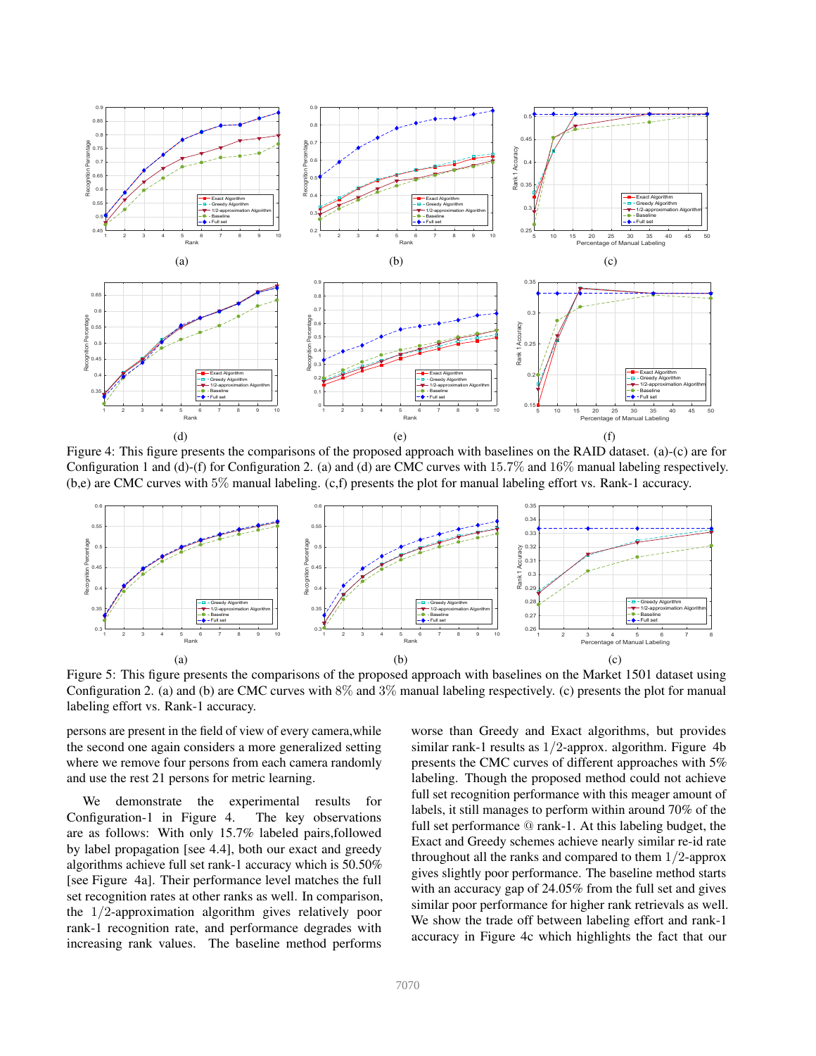Figure 4: This figure presents the comparisons of the proposed approach with baselines on the RAID dataset. (a)-(c) are for Configuration 1 and (d)-(f) for Configuration 2. (a) and (d) are CMC curves with 15.7% and 16% manual labeling respectively. (b,e) are CMC curves with 5% manual labeling. (c,f) presents the plot for manual labeling effort vs. Rank-1 accuracy.

Figure 5: This figure presents the comparisons of the proposed approach with baselines on the Market 1501 dataset using Configuration 2. (a) and (b) are CMC curves with 8% and 3% manual labeling respectively. (c) presents the plot for manual labeling effort vs. Rank-1 accuracy.

persons are present in the field of view of every camera,while the second one again considers a more generalized setting where we remove four persons from each camera randomly and use the rest 21 persons for metric learning.

We demonstrate the experimental results for Configuration-1 in Figure 4. The key observations are as follows: With only 15.7% labeled pairs,followed by label propagation [see 4.4], both our exact and greedy algorithms achieve full set rank-1 accuracy which is 50.50% [see Figure 4a]. Their performance level matches the full set recognition rates at other ranks as well. In comparison, the $1/2$-approximation algorithm gives relatively poor rank-1 recognition rate, and performance degrades with increasing rank values. The baseline method performs worse than Greedy and Exact algorithms, but provides similar rank-1 results as $1/2$-approx. algorithm. Figure 4b presents the CMC curves of different approaches with 5% labeling. Though the proposed method could not achieve full set recognition performance with this meager amount of labels, it still manages to perform within around 70% of the full set performance @ rank-1. At this labeling budget, the Exact and Greedy schemes achieve nearly similar re-id rate throughout all the ranks and compared to them $1/2$-approx gives slightly poor performance. The baseline method starts with an accuracy gap of 24.05% from the full set and gives similar poor performance for higher rank retrievals as well. We show the trade off between labeling effort and rank-1 accuracy in Figure 4c which highlights the fact that our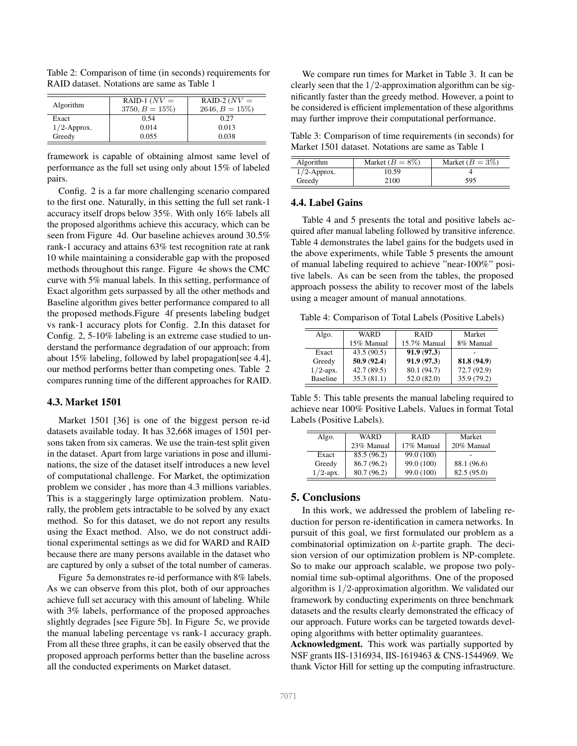Table 2: Comparison of time (in seconds) requirements for RAID dataset. Notations are same as Table 1

| Algorithm | RAID-1 ($NV = 3750, B = 15\%$) | RAID-2 ($NV = 2646, B = 15\%$) |
|---|---|---|
| Exact | 0.54 | 0.27 |
| $1/2$-Approx. | 0.014 | 0.013 |
| Greedy | 0.055 | 0.038 |

framework is capable of obtaining almost same level of performance as the full set using only about 15% of labeled pairs.

Config. 2 is a far more challenging scenario compared to the first one. Naturally, in this setting the full set rank-1 accuracy itself drops below 35%. With only 16% labels all the proposed algorithms achieve this accuracy, which can be seen from Figure 4d. Our baseline achieves around 30.5% rank-1 accuracy and attains 63% test recognition rate at rank 10 while maintaining a considerable gap with the proposed methods throughout this range. Figure 4e shows the CMC curve with 5% manual labels. In this setting, performance of Exact algorithm gets surpassed by all the other methods and Baseline algorithm gives better performance compared to all the proposed methods.Figure 4f presents labeling budget vs rank-1 accuracy plots for Config. 2.In this dataset for Config. 2, 5-10% labeling is an extreme case studied to understand the performance degradation of our approach; from about 15% labeling, followed by label propagation[see 4.4], our method performs better than competing ones. Table 2 compares running time of the different approaches for RAID.

### 4.3. Market 1501

Market 1501 [36] is one of the biggest person re-id datasets available today. It has 32,668 images of 1501 persons taken from six cameras. We use the train-test split given in the dataset. Apart from large variations in pose and illuminations, the size of the dataset itself introduces a new level of computational challenge. For Market, the optimization problem we consider , has more than 4.3 millions variables. This is a staggeringly large optimization problem. Naturally, the problem gets intractable to be solved by any exact method. So for this dataset, we do not report any results using the Exact method. Also, we do not construct additional experimental settings as we did for WARD and RAID because there are many persons available in the dataset who are captured by only a subset of the total number of cameras.

Figure 5a demonstrates re-id performance with 8% labels. As we can observe from this plot, both of our approaches achieve full set accuracy with this amount of labeling. While with 3% labels, performance of the proposed approaches slightly degrades [see Figure 5b]. In Figure 5c, we provide the manual labeling percentage vs rank-1 accuracy graph. From all these three graphs, it can be easily observed that the proposed approach performs better than the baseline across all the conducted experiments on Market dataset.

We compare run times for Market in Table 3. It can be clearly seen that the $1/2$-approximation algorithm can be significantly faster than the greedy method. However, a point to be considered is efficient implementation of these algorithms may further improve their computational performance.

Table 3: Comparison of time requirements (in seconds) for Market 1501 dataset. Notations are same as Table 1

| Algorithm | Market ($B = 8\%$) | Market ($B = 3\%$) |
|---|---|---|
| $1/2$-Approx. | 10.59 | 4 |
| Greedy | 2100 | 595 |

### 4.4. Label Gains

Table 4 and 5 presents the total and positive labels acquired after manual labeling followed by transitive inference. Table 4 demonstrates the label gains for the budgets used in the above experiments, while Table 5 presents the amount of manual labeling required to achieve "near-100%" positive labels. As can be seen from the tables, the proposed approach possess the ability to recover most of the labels using a meager amount of manual annotations.

Table 4: Comparison of Total Labels (Positive Labels)

| Algo. | WARD 15% Manual | RAID 15.7% Manual | Market 8% Manual |
|---|---|---|---|
| Exact | 43.5 (90.5) | **91.9** (**97.3**) | - |
| Greedy | **50.9** (**92.4**) | **91.9** (**97.3**) | **81.8** (**94.9**) |
| $1/2$-apx. | 42.7 (89.5) | 80.1 (94.7) | 72.7 (92.9) |
| Baseline | 35.3 (81.1) | 52.0 (82.0) | 35.9 (79.2) |

Table 5: This table presents the manual labeling required to achieve near 100% Positive Labels. Values in format Total Labels (Positive Labels).

| Algo. | WARD 23% Manual | RAID 17% Manual | Market 20% Manual |
|---|---|---|---|
| Exact | 85.5 (96.2) | 99.0 (100) | - |
| Greedy | 86.7 (96.2) | 99.0 (100) | 88.1 (96.6) |
| $1/2$-apx. | 80.7 (96.2) | 99.0 (100) | 82.5 (95.0) |

## 5. Conclusions

In this work, we addressed the problem of labeling reduction for person re-identification in camera networks. In pursuit of this goal, we first formulated our problem as a combinatorial optimization on $k$-partite graph. The decision version of our optimization problem is NP-complete. So to make our approach scalable, we propose two polynomial time sub-optimal algorithms. One of the proposed algorithm is $1/2$-approximation algorithm. We validated our framework by conducting experiments on three benchmark datasets and the results clearly demonstrated the efficacy of our approach. Future works can be targeted towards developing algorithms with better optimality guarantees.

**Acknowledgment.** This work was partially supported by NSF grants IIS-1316934, IIS-1619463 & CNS-1544969. We thank Victor Hill for setting up the computing infrastructure.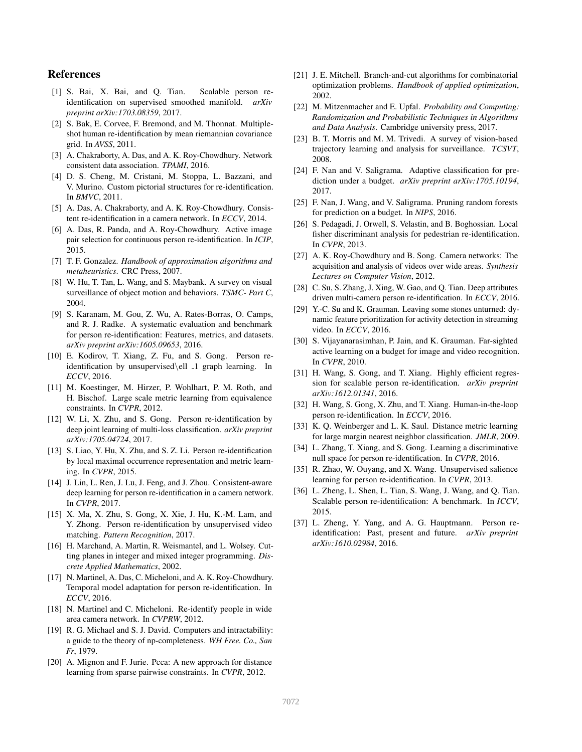# References

[1] S. Bai, X. Bai, and Q. Tian. Scalable person re-identification on supervised smoothed manifold. *arXiv preprint arXiv:1703.08359*, 2017.

[2] S. Bak, E. Corvee, F. Bremond, and M. Thonnat. Multiple-shot human re-identification by mean riemannian covariance grid. In *AVSS*, 2011.

[3] A. Chakraborty, A. Das, and A. K. Roy-Chowdhury. Network consistent data association. *TPAMI*, 2016.

[4] D. S. Cheng, M. Cristani, M. Stoppa, L. Bazzani, and V. Murino. Custom pictorial structures for re-identification. In *BMVC*, 2011.

[5] A. Das, A. Chakraborty, and A. K. Roy-Chowdhury. Consistent re-identification in a camera network. In *ECCV*, 2014.

[6] A. Das, R. Panda, and A. Roy-Chowdhury. Active image pair selection for continuous person re-identification. In *ICIP*, 2015.

[7] T. F. Gonzalez. *Handbook of approximation algorithms and metaheuristics*. CRC Press, 2007.

[8] W. Hu, T. Tan, L. Wang, and S. Maybank. A survey on visual surveillance of object motion and behaviors. *TSMC- Part C*, 2004.

[9] S. Karanam, M. Gou, Z. Wu, A. Rates-Borras, O. Camps, and R. J. Radke. A systematic evaluation and benchmark for person re-identification: Features, metrics, and datasets. *arXiv preprint arXiv:1605.09653*, 2016.

[10] E. Kodirov, T. Xiang, Z. Fu, and S. Gong. Person re-identification by unsupervised\ell _1 graph learning. In *ECCV*, 2016.

[11] M. Koestinger, M. Hirzer, P. Wohlhart, P. M. Roth, and H. Bischof. Large scale metric learning from equivalence constraints. In *CVPR*, 2012.

[12] W. Li, X. Zhu, and S. Gong. Person re-identification by deep joint learning of multi-loss classification. *arXiv preprint arXiv:1705.04724*, 2017.

[13] S. Liao, Y. Hu, X. Zhu, and S. Z. Li. Person re-identification by local maximal occurrence representation and metric learning. In *CVPR*, 2015.

[14] J. Lin, L. Ren, J. Lu, J. Feng, and J. Zhou. Consistent-aware deep learning for person re-identification in a camera network. In *CVPR*, 2017.

[15] X. Ma, X. Zhu, S. Gong, X. Xie, J. Hu, K.-M. Lam, and Y. Zhong. Person re-identification by unsupervised video matching. *Pattern Recognition*, 2017.

[16] H. Marchand, A. Martin, R. Weismantel, and L. Wolsey. Cutting planes in integer and mixed integer programming. *Discrete Applied Mathematics*, 2002.

[17] N. Martinel, A. Das, C. Micheloni, and A. K. Roy-Chowdhury. Temporal model adaptation for person re-identification. In *ECCV*, 2016.

[18] N. Martinel and C. Micheloni. Re-identify people in wide area camera network. In *CVPRW*, 2012.

[19] R. G. Michael and S. J. David. Computers and intractability: a guide to the theory of np-completeness. *WH Free. Co., San Fr*, 1979.

[20] A. Mignon and F. Jurie. Pcca: A new approach for distance learning from sparse pairwise constraints. In *CVPR*, 2012.

[21] J. E. Mitchell. Branch-and-cut algorithms for combinatorial optimization problems. *Handbook of applied optimization*, 2002.

[22] M. Mitzenmacher and E. Upfal. *Probability and Computing: Randomization and Probabilistic Techniques in Algorithms and Data Analysis*. Cambridge university press, 2017.

[23] B. T. Morris and M. M. Trivedi. A survey of vision-based trajectory learning and analysis for surveillance. *TCSVT*, 2008.

[24] F. Nan and V. Saligrama. Adaptive classification for prediction under a budget. *arXiv preprint arXiv:1705.10194*, 2017.

[25] F. Nan, J. Wang, and V. Saligrama. Pruning random forests for prediction on a budget. In *NIPS*, 2016.

[26] S. Pedagadi, J. Orwell, S. Velastin, and B. Boghossian. Local fisher discriminant analysis for pedestrian re-identification. In *CVPR*, 2013.

[27] A. K. Roy-Chowdhury and B. Song. Camera networks: The acquisition and analysis of videos over wide areas. *Synthesis Lectures on Computer Vision*, 2012.

[28] C. Su, S. Zhang, J. Xing, W. Gao, and Q. Tian. Deep attributes driven multi-camera person re-identification. In *ECCV*, 2016.

[29] Y.-C. Su and K. Grauman. Leaving some stones unturned: dynamic feature prioritization for activity detection in streaming video. In *ECCV*, 2016.

[30] S. Vijayanarasimhan, P. Jain, and K. Grauman. Far-sighted active learning on a budget for image and video recognition. In *CVPR*, 2010.

[31] H. Wang, S. Gong, and T. Xiang. Highly efficient regression for scalable person re-identification. *arXiv preprint arXiv:1612.01341*, 2016.

[32] H. Wang, S. Gong, X. Zhu, and T. Xiang. Human-in-the-loop person re-identification. In *ECCV*, 2016.

[33] K. Q. Weinberger and L. K. Saul. Distance metric learning for large margin nearest neighbor classification. *JMLR*, 2009.

[34] L. Zhang, T. Xiang, and S. Gong. Learning a discriminative null space for person re-identification. In *CVPR*, 2016.

[35] R. Zhao, W. Ouyang, and X. Wang. Unsupervised salience learning for person re-identification. In *CVPR*, 2013.

[36] L. Zheng, L. Shen, L. Tian, S. Wang, J. Wang, and Q. Tian. Scalable person re-identification: A benchmark. In *ICCV*, 2015.

[37] L. Zheng, Y. Yang, and A. G. Hauptmann. Person re-identification: Past, present and future. *arXiv preprint arXiv:1610.02984*, 2016.